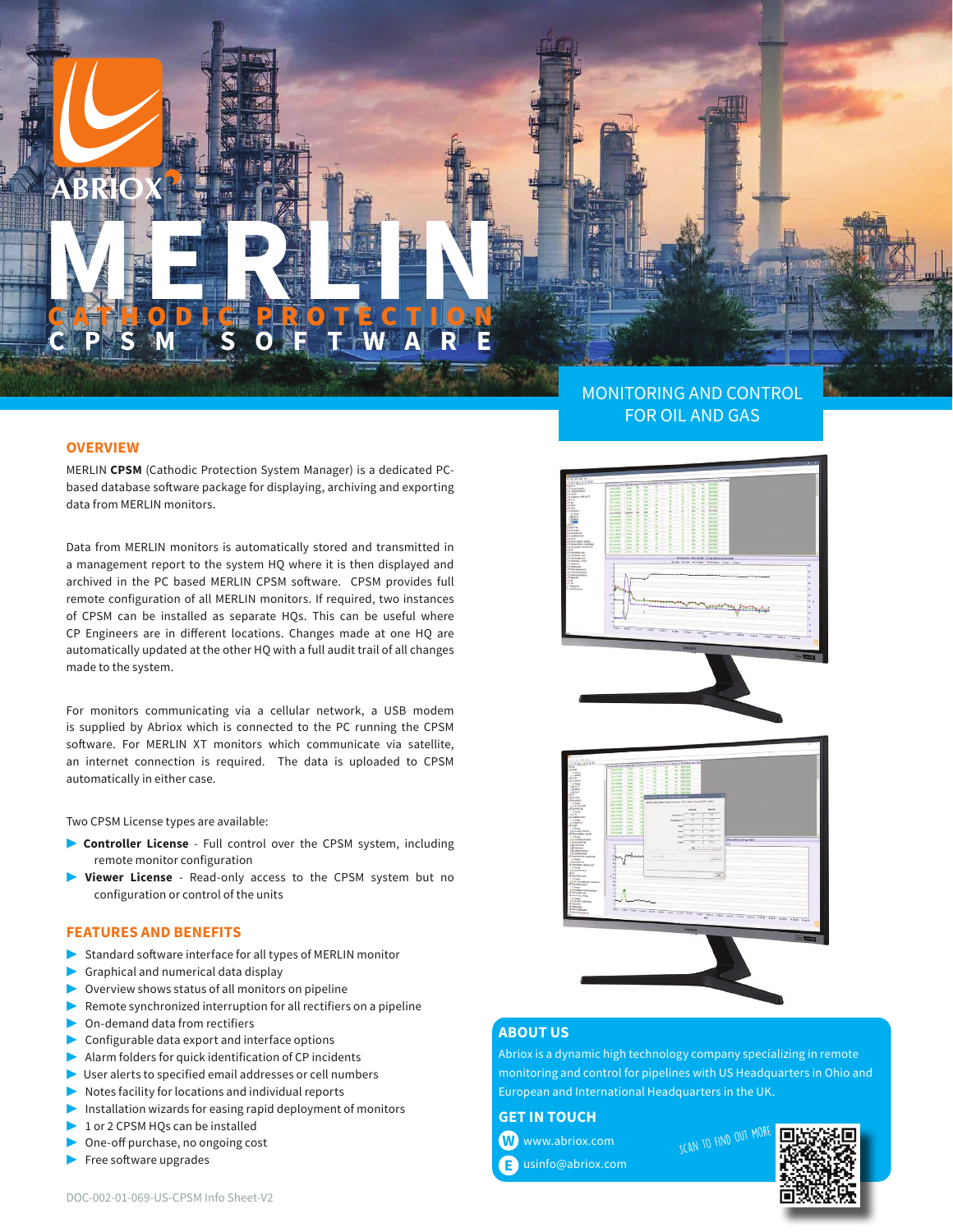ABRIOX

# MERLIN

## CATHODIC PROTECTION

## CPSM SOFTWARE

MONITORING AND CONTROL FOR OIL AND GAS

## OVERVIEW

MERLIN **CPSM** (Cathodic Protection System Manager) is a dedicated PC-based database software package for displaying, archiving and exporting data from MERLIN monitors.

Data from MERLIN monitors is automatically stored and transmitted in a management report to the system HQ where it is then displayed and archived in the PC based MERLIN CPSM software. CPSM provides full remote configuration of all MERLIN monitors. If required, two instances of CPSM can be installed as separate HQs. This can be useful where CP Engineers are in different locations. Changes made at one HQ are automatically updated at the other HQ with a full audit trail of all changes made to the system.

For monitors communicating via a cellular network, a USB modem is supplied by Abriox which is connected to the PC running the CPSM software. For MERLIN XT monitors which communicate via satellite, an internet connection is required. The data is uploaded to CPSM automatically in either case.

Two CPSM License types are available:

- **Controller License** - Full control over the CPSM system, including remote monitor configuration
- **Viewer License** - Read-only access to the CPSM system but no configuration or control of the units

## FEATURES AND BENEFITS

- Standard software interface for all types of MERLIN monitor
- Graphical and numerical data display
- Overview shows status of all monitors on pipeline
- Remote synchronized interruption for all rectifiers on a pipeline
- On-demand data from rectifiers
- Configurable data export and interface options
- Alarm folders for quick identification of CP incidents
- User alerts to specified email addresses or cell numbers
- Notes facility for locations and individual reports
- Installation wizards for easing rapid deployment of monitors
- 1 or 2 CPSM HQs can be installed
- One-off purchase, no ongoing cost
- Free software upgrades

## ABOUT US

Abriox is a dynamic high technology company specializing in remote monitoring and control for pipelines with US Headquarters in Ohio and European and International Headquarters in the UK.

## GET IN TOUCH

W www.abriox.com

E usinfo@abriox.com

SCAN TO FIND OUT MORE

DOC-002-01-069-US-CPSM Info Sheet-V2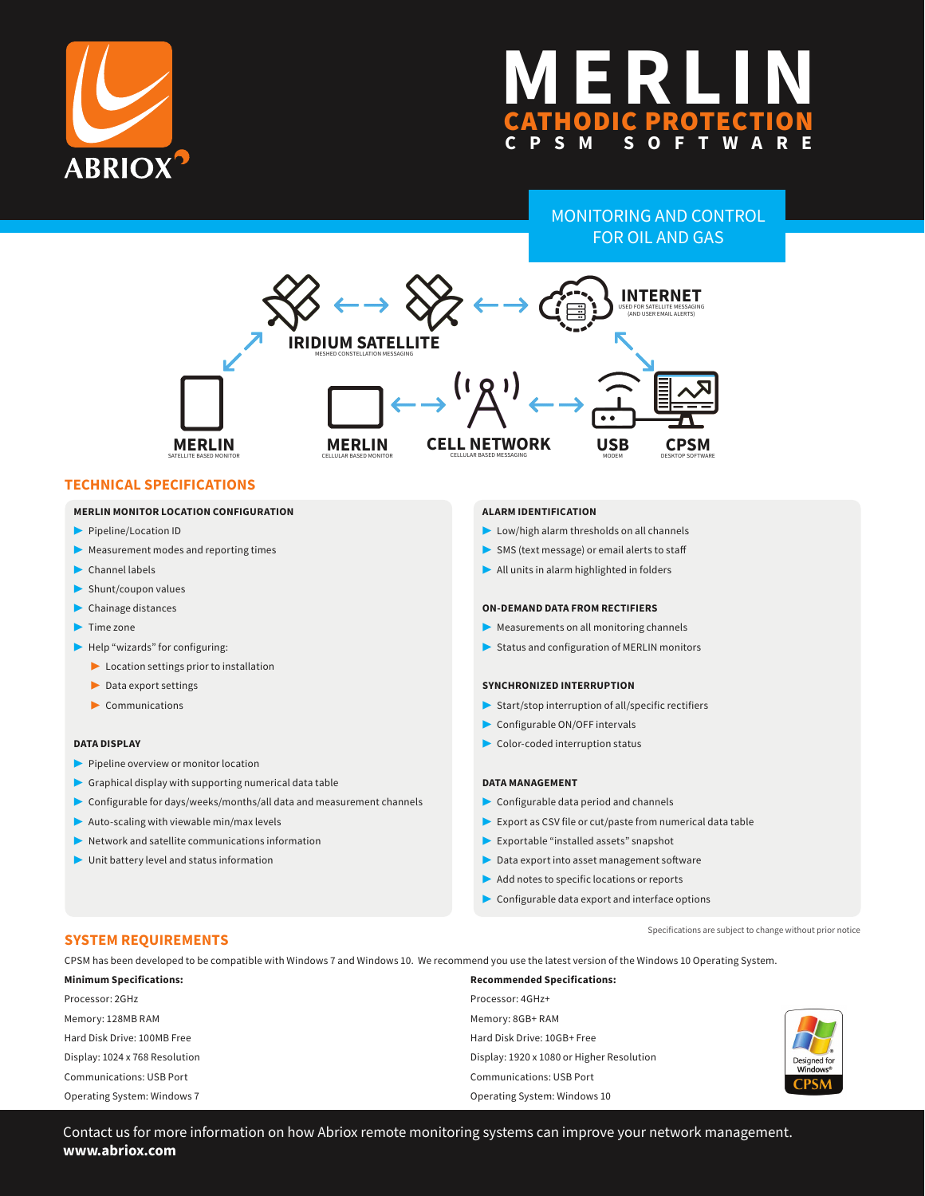ABRIOX

# MERLIN

## CATHODIC PROTECTION

### CPSM SOFTWARE

MONITORING AND CONTROL FOR OIL AND GAS

IRIDIUM SATELLITE
MESHED CONSTELLATION MESSAGING

INTERNET
USED FOR SATELLITE MESSAGING (AND USER EMAIL ALERTS)

MERLIN
SATELLITE BASED MONITOR

MERLIN
CELLULAR BASED MONITOR

CELL NETWORK
CELLULAR BASED MESSAGING

USB
MODEM

CPSM
DESKTOP SOFTWARE

## TECHNICAL SPECIFICATIONS

### MERLIN MONITOR LOCATION CONFIGURATION

- Pipeline/Location ID
- Measurement modes and reporting times
- Channel labels
- Shunt/coupon values
- Chainage distances
- Time zone
- Help "wizards" for configuring:
  - Location settings prior to installation
  - Data export settings
  - Communications

### DATA DISPLAY

- Pipeline overview or monitor location
- Graphical display with supporting numerical data table
- Configurable for days/weeks/months/all data and measurement channels
- Auto-scaling with viewable min/max levels
- Network and satellite communications information
- Unit battery level and status information

### ALARM IDENTIFICATION

- Low/high alarm thresholds on all channels
- SMS (text message) or email alerts to staff
- All units in alarm highlighted in folders

### ON-DEMAND DATA FROM RECTIFIERS

- Measurements on all monitoring channels
- Status and configuration of MERLIN monitors

### SYNCHRONIZED INTERRUPTION

- Start/stop interruption of all/specific rectifiers
- Configurable ON/OFF intervals
- Color-coded interruption status

### DATA MANAGEMENT

- Configurable data period and channels
- Export as CSV file or cut/paste from numerical data table
- Exportable "installed assets" snapshot
- Data export into asset management software
- Add notes to specific locations or reports
- Configurable data export and interface options

Specifications are subject to change without prior notice

## SYSTEM REQUIREMENTS

CPSM has been developed to be compatible with Windows 7 and Windows 10. We recommend you use the latest version of the Windows 10 Operating System.

**Minimum Specifications:**

Processor: 2GHz
Memory: 128MB RAM
Hard Disk Drive: 100MB Free
Display: 1024 x 768 Resolution
Communications: USB Port
Operating System: Windows 7

**Recommended Specifications:**

Processor: 4GHz+
Memory: 8GB+ RAM
Hard Disk Drive: 10GB+ Free
Display: 1920 x 1080 or Higher Resolution
Communications: USB Port
Operating System: Windows 10

Designed for Windows® CPSM

Contact us for more information on how Abriox remote monitoring systems can improve your network management.
**www.abriox.com**